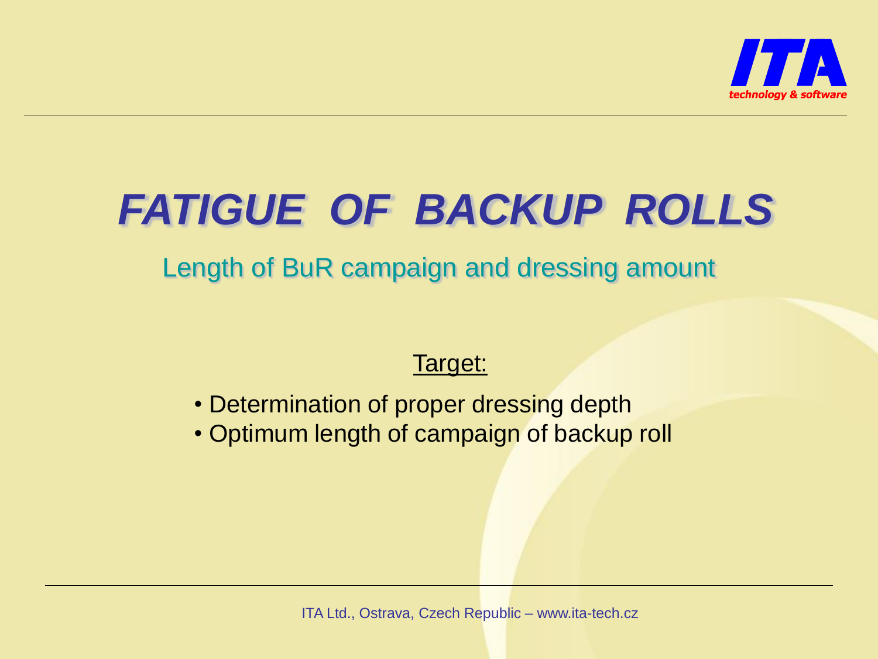# *FATIGUE OF BACKUP ROLLS*

## Length of BuR campaign and dressing amount

Target:

- Determination of proper dressing depth
- Optimum length of campaign of backup roll

ITA Ltd., Ostrava, Czech Republic – www.ita-tech.cz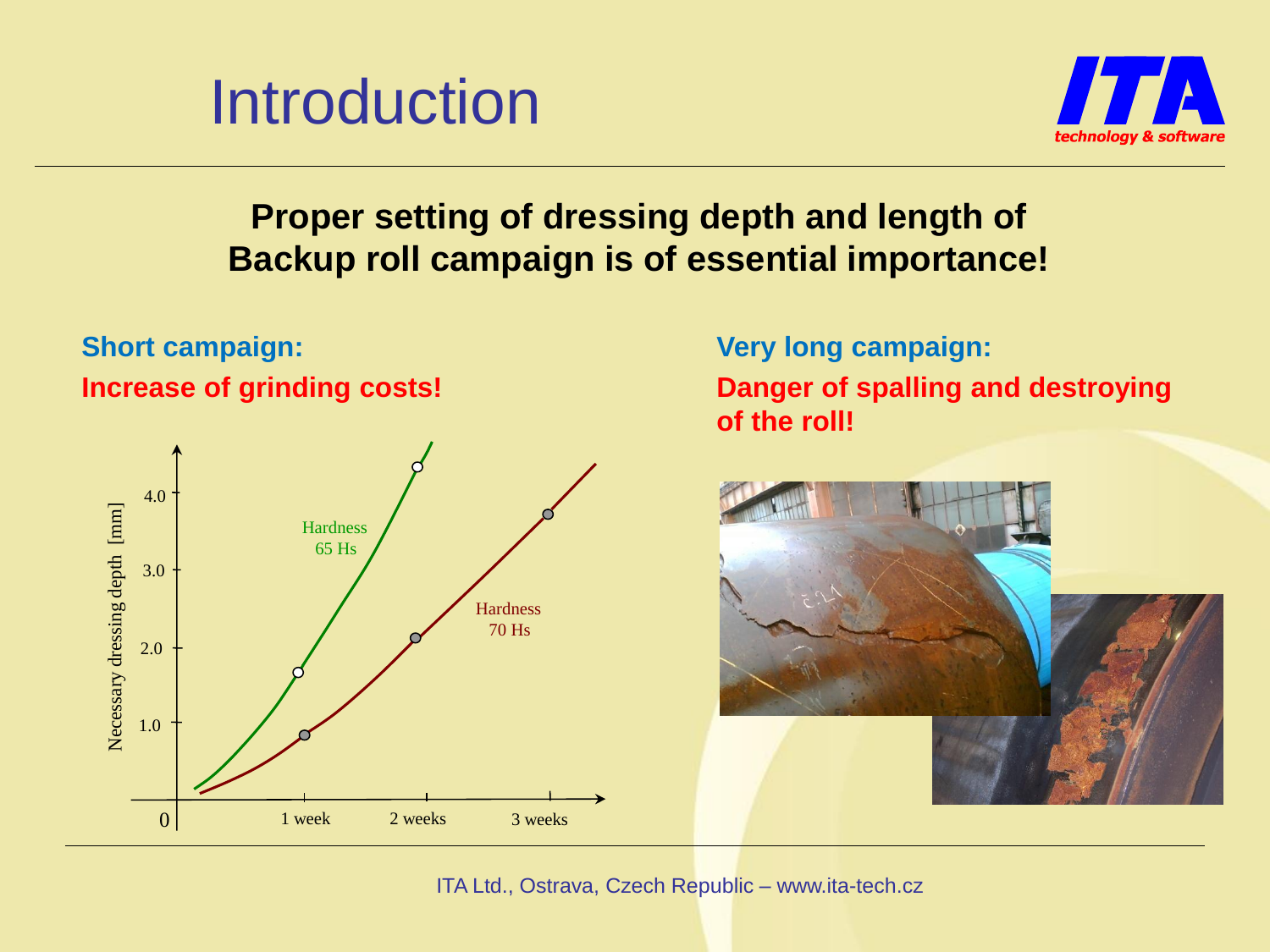# Introduction

**Proper setting of dressing depth and length of Backup roll campaign is of essential importance!**

**Short campaign:**

**Increase of grinding costs!**

Necessary dressing depth [mm]

4.0

3.0

2.0

1.0

0

Hardness 65 Hs

Hardness 70 Hs

1 week

2 weeks

3 weeks

**Very long campaign:**

**Danger of spalling and destroying of the roll!**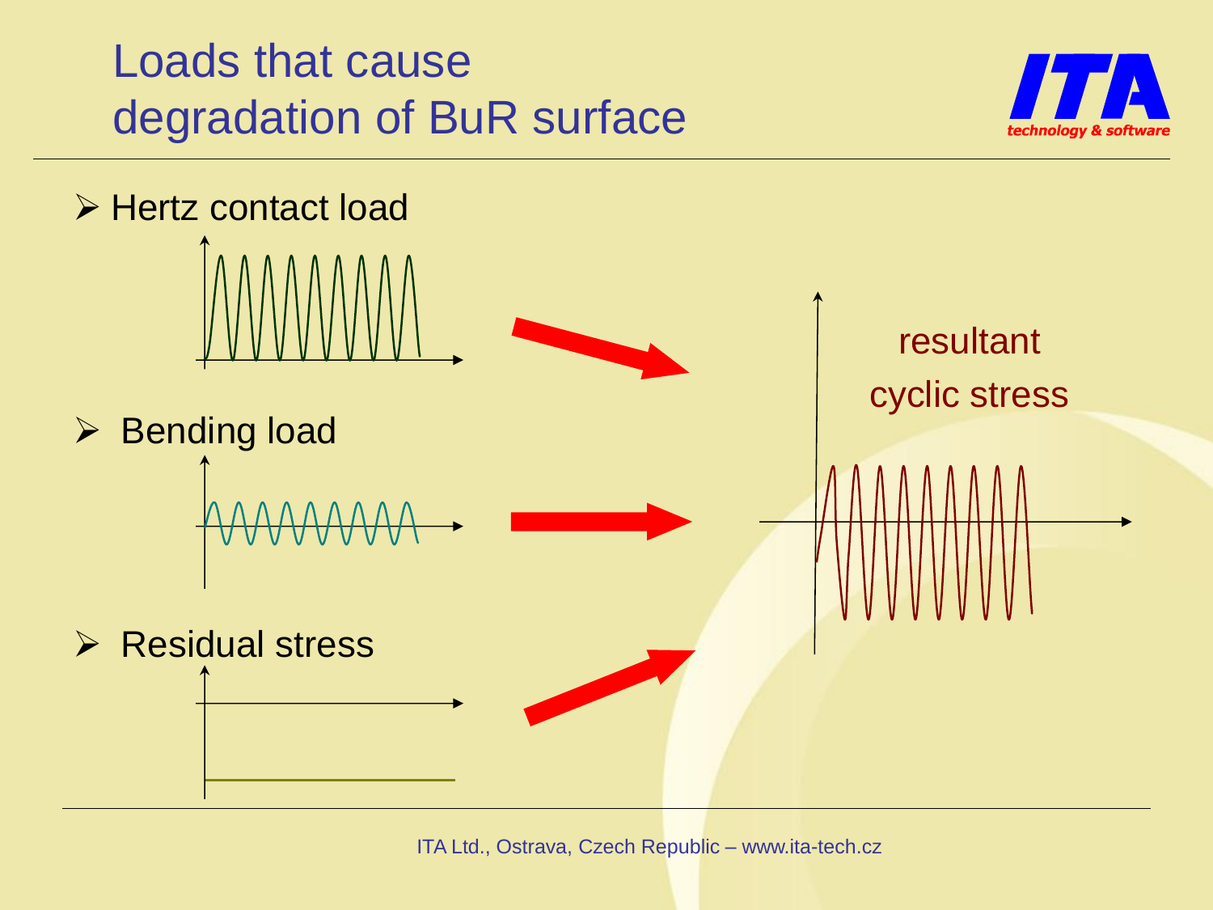# Loads that cause degradation of BuR surface

- Hertz contact load
- Bending load
- Residual stress

resultant cyclic stress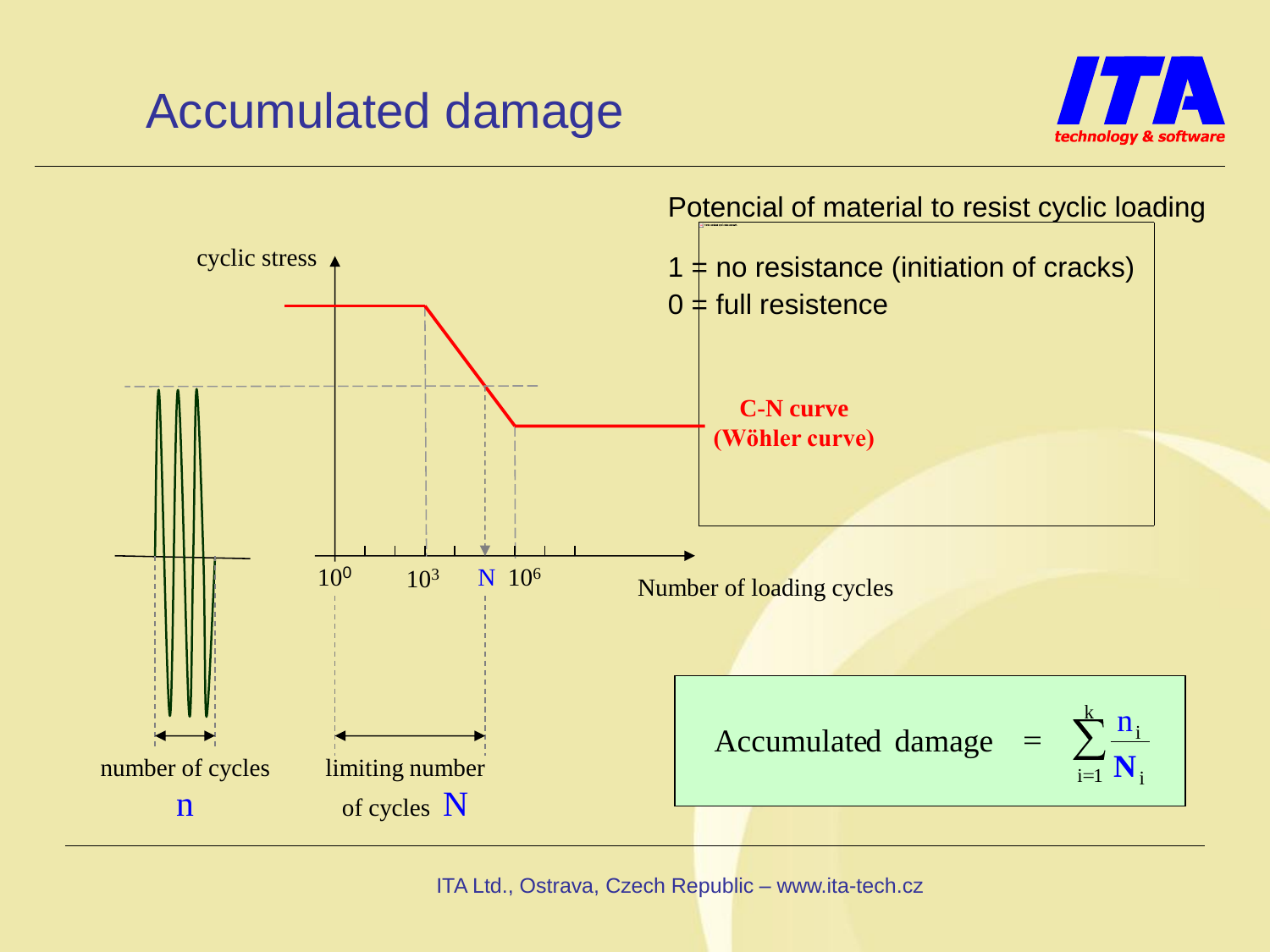# Accumulated damage

Potencial of material to resist cyclic loading

1 = no resistance (initiation of cracks)
0 = full resistence

cyclic stress

**C-N curve (Wöhler curve)**

$10^0$ $10^3$ N $10^6$

Number of loading cycles

number of cycles
n

limiting number of cycles N

$$\text{Accumulated damage} = \sum_{i=1}^{k} \frac{n_i}{N_i}$$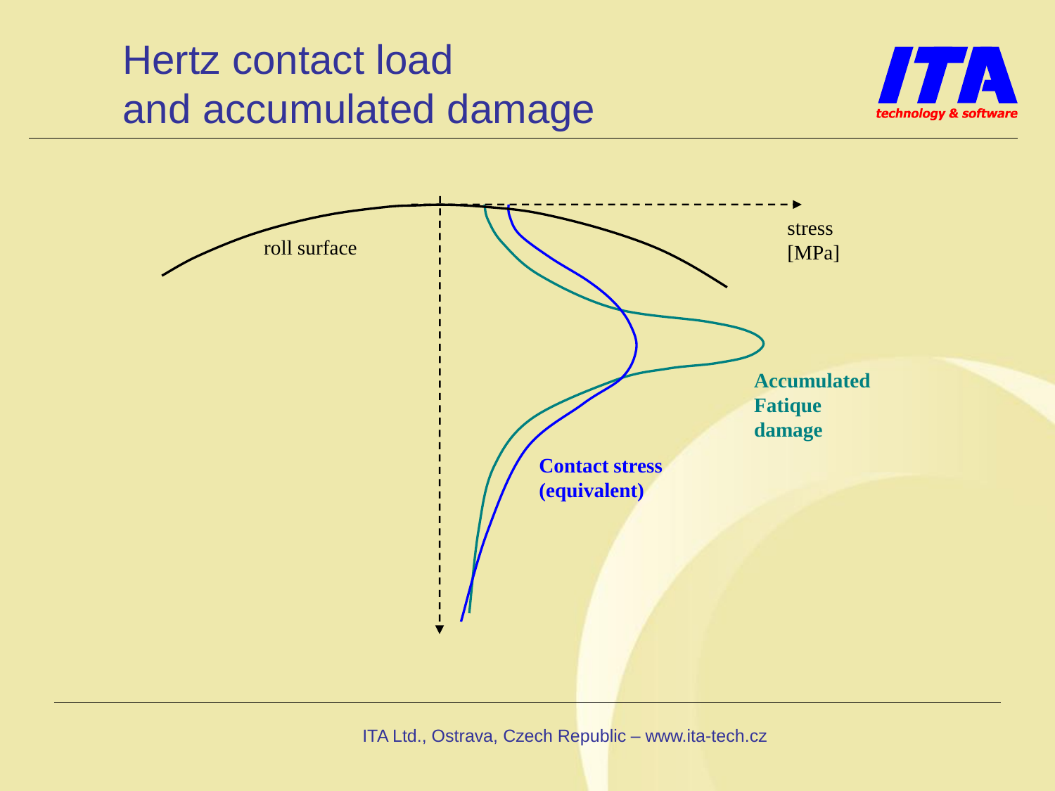# Hertz contact load and accumulated damage

roll surface

stress [MPa]

**Accumulated Fatique damage**

**Contact stress (equivalent)**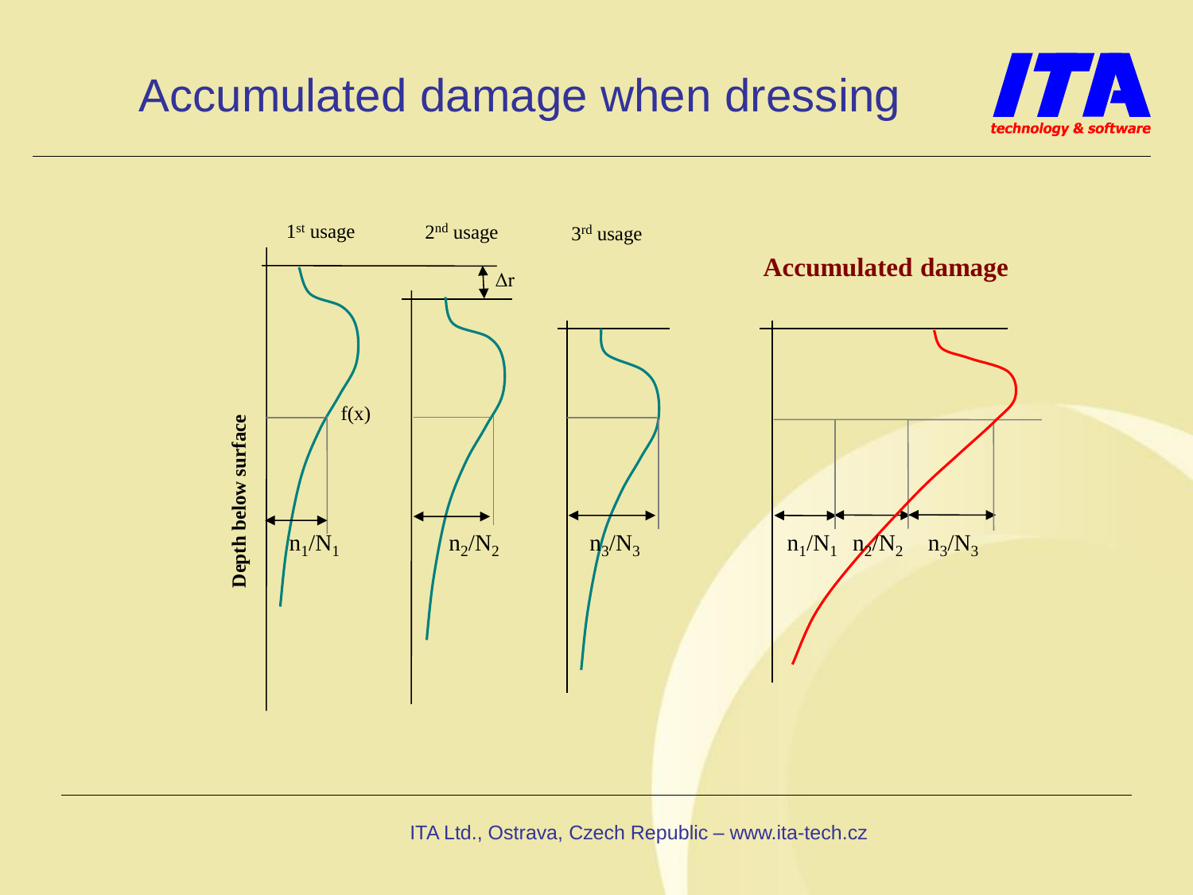# Accumulated damage when dressing

1[st] usage

2[nd] usage

3[rd] usage

$\Delta r$

Depth below surface

$f(x)$

$n_1/N_1$

$n_2/N_2$

$n_3/N_3$

**Accumulated damage**

$n_1/N_1$ $n_2/N_2$ $n_3/N_3$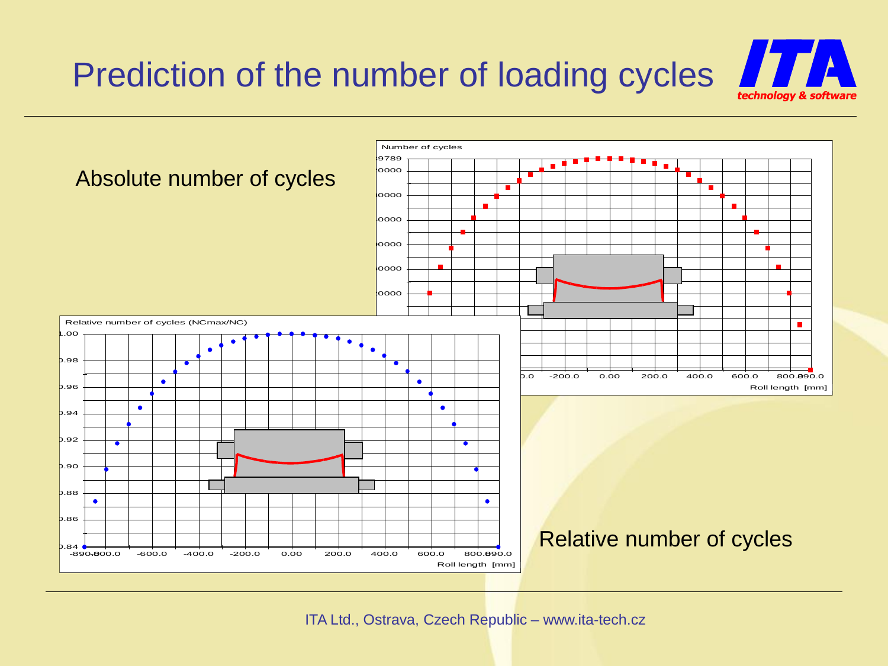# Prediction of the number of loading cycles

Absolute number of cycles

Relative number of cycles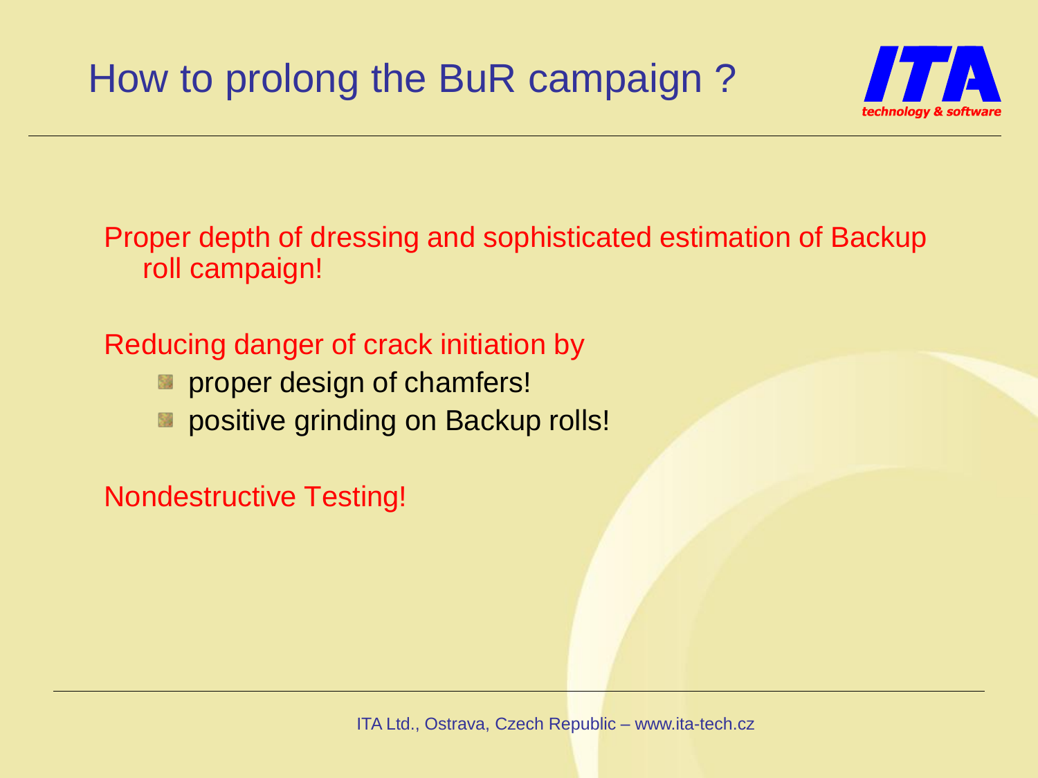# How to prolong the BuR campaign ?

Proper depth of dressing and sophisticated estimation of Backup roll campaign!

Reducing danger of crack initiation by

- proper design of chamfers!
- positive grinding on Backup rolls!

Nondestructive Testing!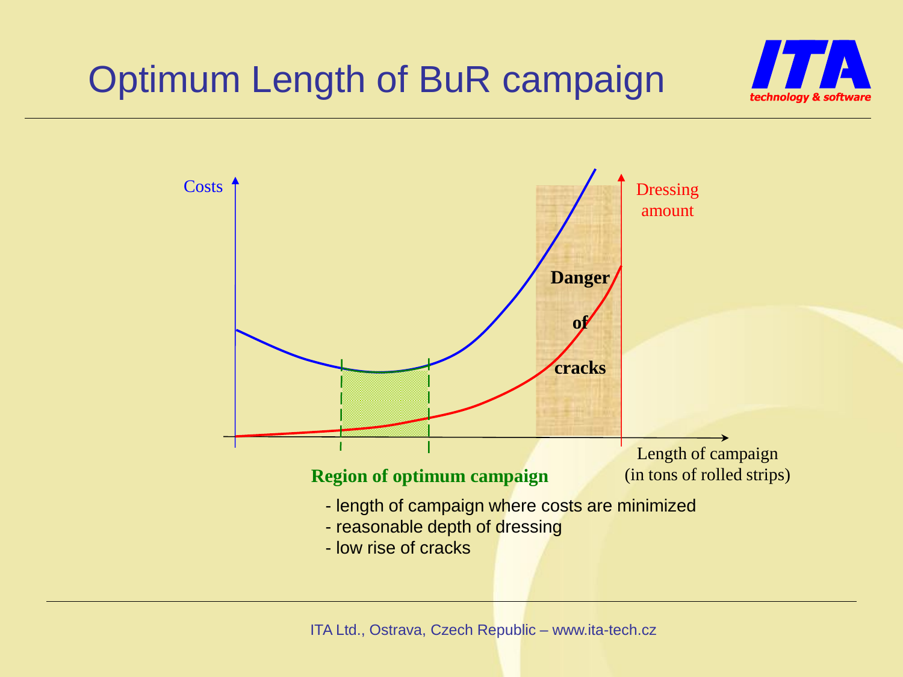# Optimum Length of BuR campaign

Costs

Dressing amount

Danger of cracks

Length of campaign (in tons of rolled strips)

**Region of optimum campaign**

- length of campaign where costs are minimized
- reasonable depth of dressing
- low rise of cracks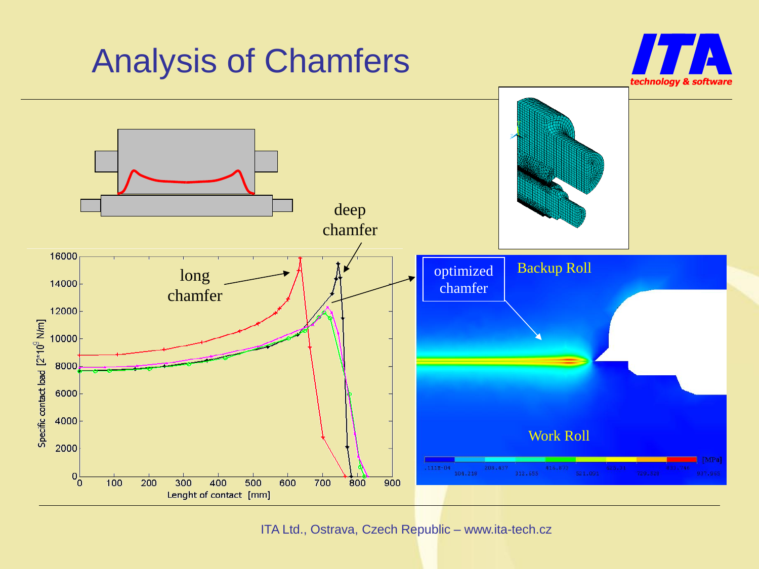# Analysis of Chamfers

deep chamfer

long chamfer

optimized chamfer

Backup Roll

Work Roll

Specific contact load [$2*10^9$ N/m]

Lenght of contact [mm]

ITA Ltd., Ostrava, Czech Republic – www.ita-tech.cz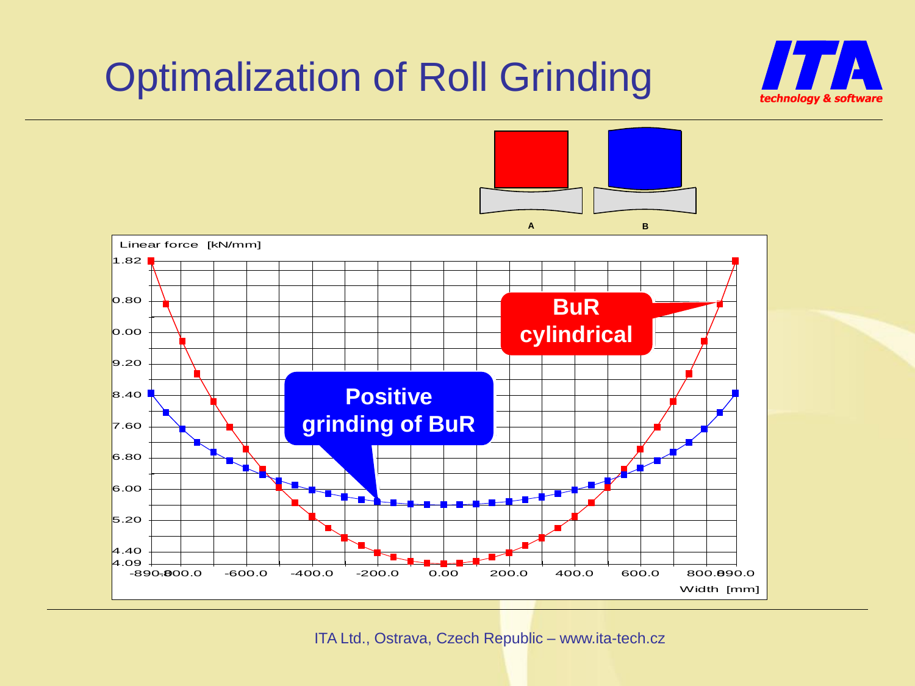# Optimalization of Roll Grinding

A B

Linear force [kN/mm]

1.82
0.80
0.00
9.20
8.40
7.60
6.80
6.00
5.20
4.40
4.09

-890.0 -800.0 -600.0 -400.0 -200.0 0.00 200.0 400.0 600.0 800.0 890.0

Width [mm]

**BuR cylindrical**

**Positive grinding of BuR**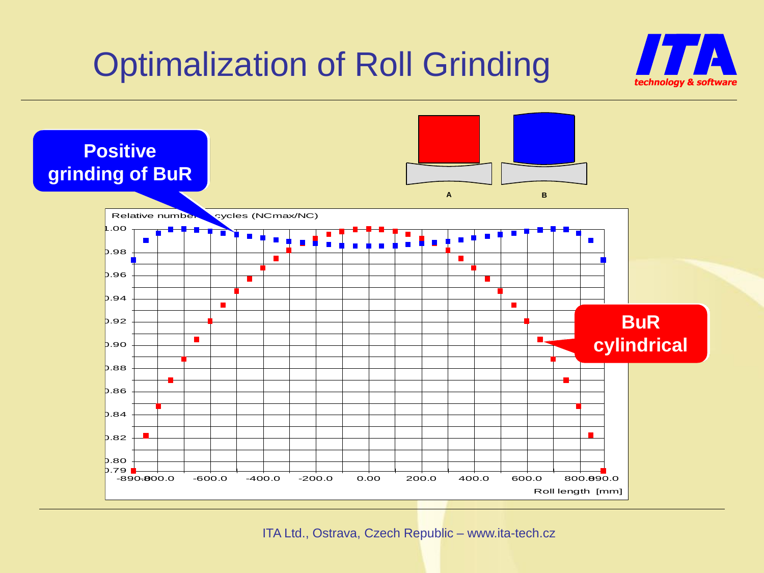# Optimalization of Roll Grinding

Positive grinding of BuR

A

B

Relative number of cycles (NCmax/NC)

BuR cylindrical

Roll length [mm]

ITA Ltd., Ostrava, Czech Republic – www.ita-tech.cz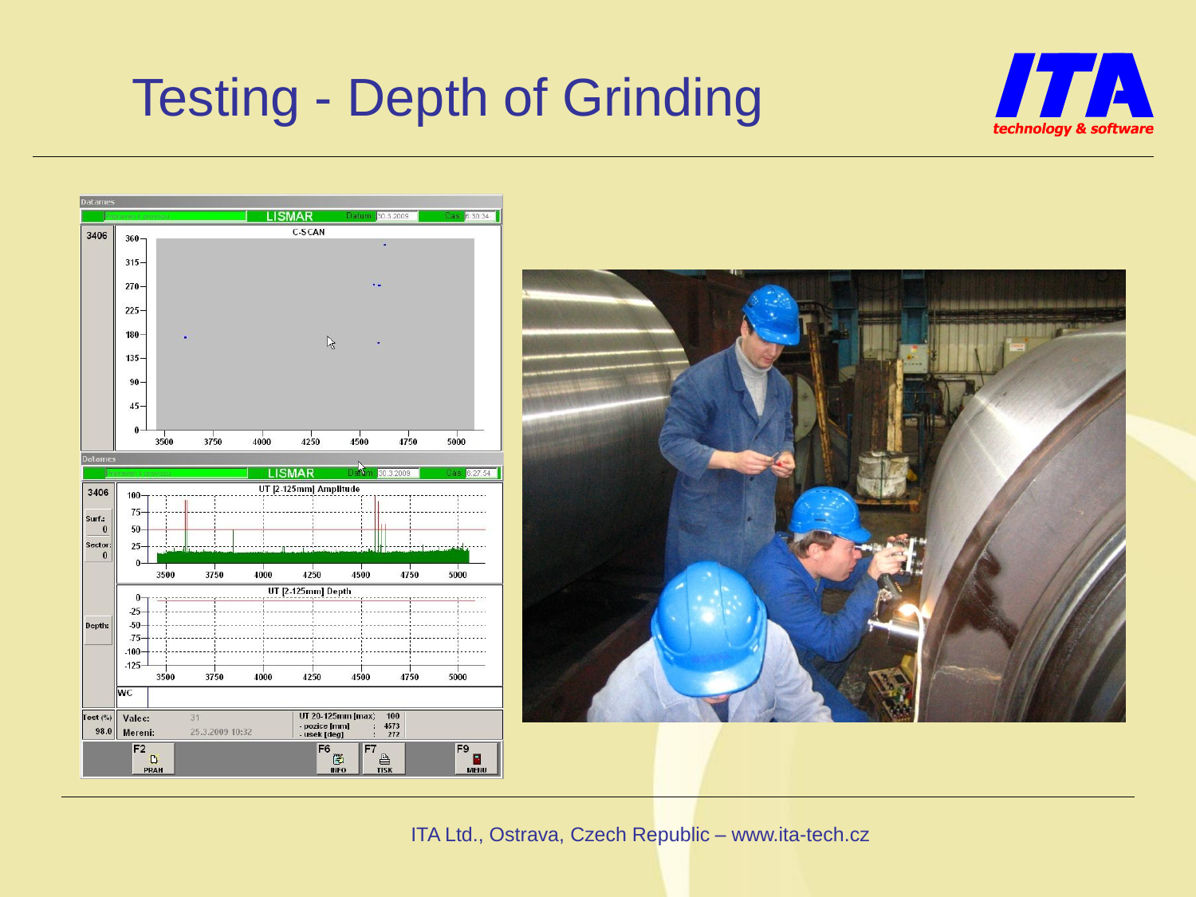# Testing - Depth of Grinding

ITA Ltd., Ostrava, Czech Republic – www.ita-tech.cz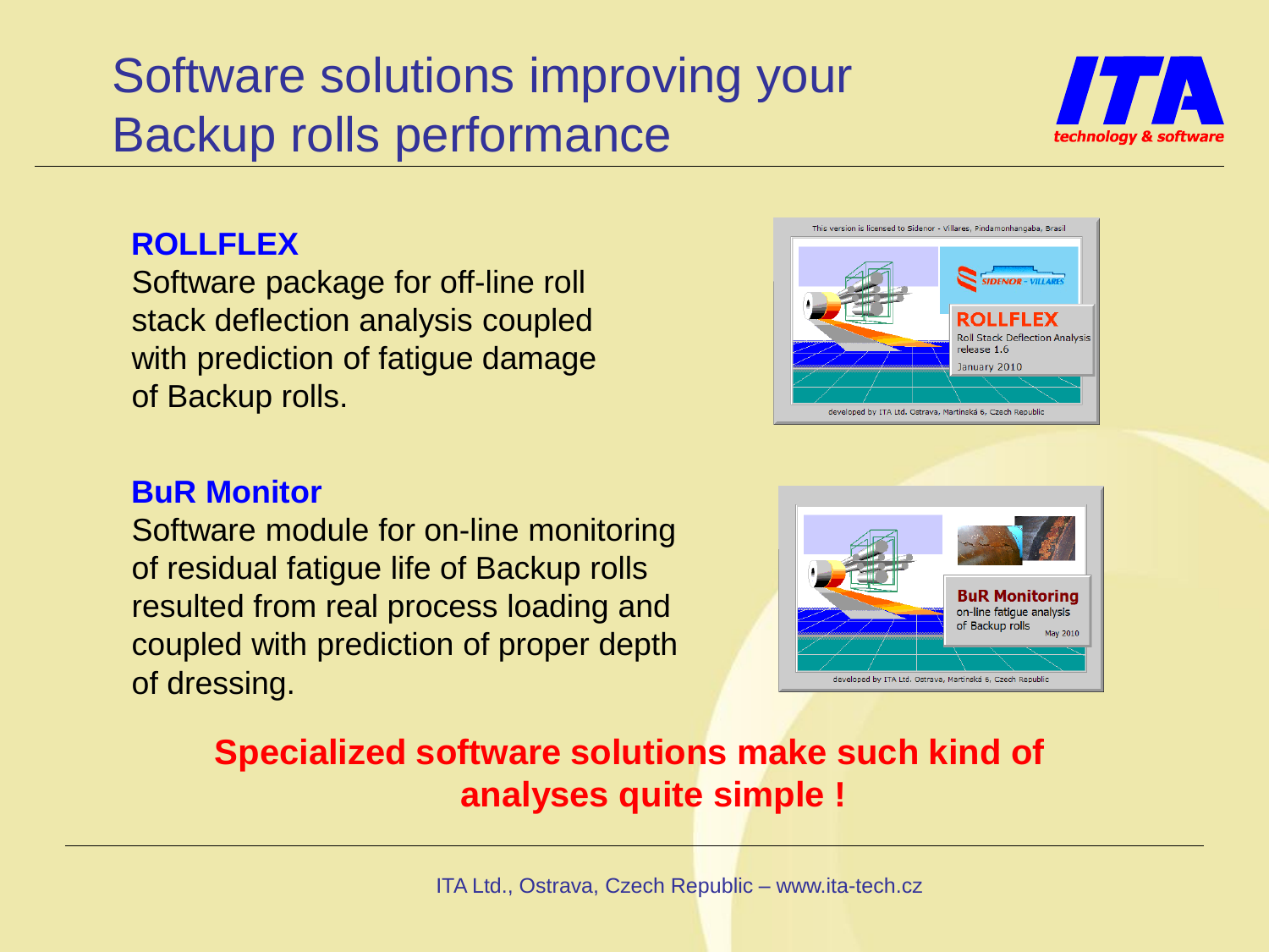# Software solutions improving your Backup rolls performance

### ROLLFLEX

Software package for off-line roll stack deflection analysis coupled with prediction of fatigue damage of Backup rolls.

### BuR Monitor

Software module for on-line monitoring of residual fatigue life of Backup rolls resulted from real process loading and coupled with prediction of proper depth of dressing.

**Specialized software solutions make such kind of analyses quite simple !**

ITA Ltd., Ostrava, Czech Republic – www.ita-tech.cz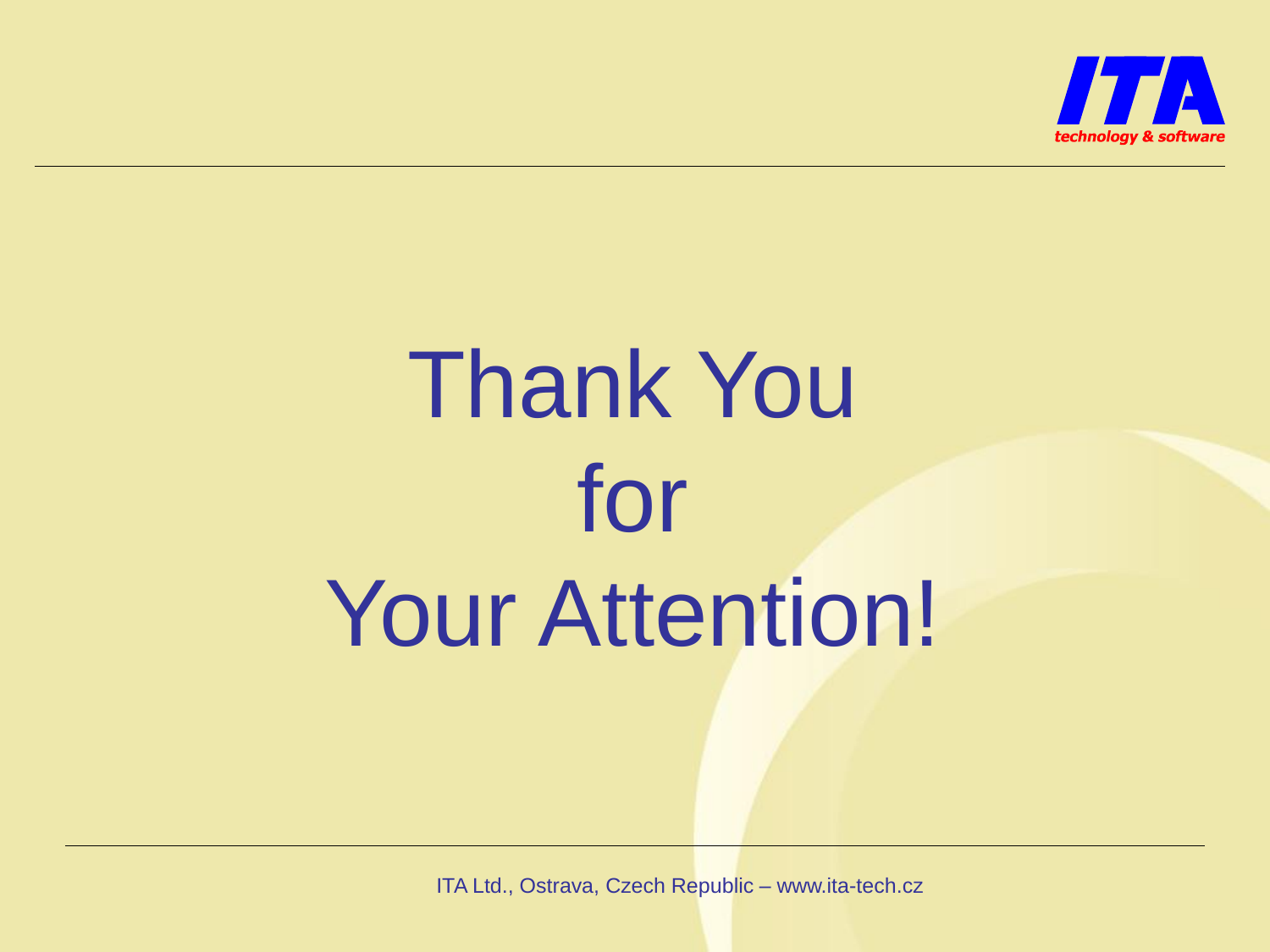ITA
technology & software

# Thank You for Your Attention!

ITA Ltd., Ostrava, Czech Republic – www.ita-tech.cz